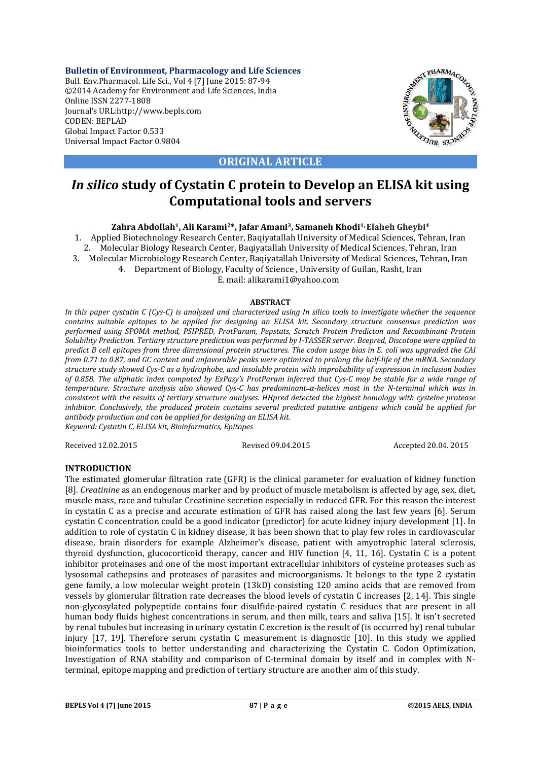**Bulletin of Environment, Pharmacology and Life Sciences**
Bull. Env.Pharmacol. Life Sci., Vol 4 [7] June 2015: 87-94
©2014 Academy for Environment and Life Sciences, India
Online ISSN 2277-1808
Journal's URL:http://www.bepls.com
CODEN: BEPLAD
Global Impact Factor 0.533
Universal Impact Factor 0.9804

**ORIGINAL ARTICLE**

# *In silico* study of Cystatin C protein to Develop an ELISA kit using Computational tools and servers

**Zahra Abdollah[1], Ali Karami[2*], Jafar Amani[3], Samaneh Khodi[1], Elaheh Gheybi[4]**

1. Applied Biotechnology Research Center, Baqiyatallah University of Medical Sciences, Tehran, Iran
2. Molecular Biology Research Center, Baqiyatallah University of Medical Sciences, Tehran, Iran
3. Molecular Microbiology Research Center, Baqiyatallah University of Medical Sciences, Tehran, Iran
4. Department of Biology, Faculty of Science , University of Guilan, Rasht, Iran

E. mail: alikarami1@yahoo.com

**ABSTRACT**

*In this paper cystatin C (Cys-C) is analyzed and characterized using In silico tools to investigate whether the sequence contains suitable epitopes to be applied for designing an ELISA kit. Secondary structure consensus prediction was performed using SPOMA method, PSIPRED, ProtParam, Pepstats, Scratch Protein Predicton and Recombinant Protein Solubility Prediction. Tertiary structure prediction was performed by I-TASSER server. Bcepred, Discotope were applied to predict B cell epitopes from three dimensional protein structures. The codon usage bias in E. coli was upgraded the CAI from 0.71 to 0.87, and GC content and unfavorable peaks were optimized to prolong the half-life of the mRNA. Secondary structure study showed Cys-C as a hydrophobe, and insoluble protein with improbability of expression in inclusion bodies of 0.858. The aliphatic index computed by ExPasy's ProtParam inferred that Cys-C may be stable for a wide range of temperature. Structure analysis also showed Cys-C has predominant α-helices most in the N-terminal which was in consistent with the results of tertiary structure analyses. HHpred detected the highest homology with cysteine protease inhibitor. Conclusively, the produced protein contains several predicted putative antigens which could be applied for antibody production and can be applied for designing an ELISA kit.*

*Keyword: Cystatin C, ELISA kit, Bioinformatics, Epitopes*

Received 12.02.2015 Revised 09.04.2015 Accepted 20.04. 2015

## INTRODUCTION

The estimated glomerular filtration rate (GFR) is the clinical parameter for evaluation of kidney function [8]. *Creatinine* as an endogenous marker and by product of muscle metabolism is affected by age, sex, diet, muscle mass, race and tubular Creatinine secretion especially in reduced GFR. For this reason the interest in cystatin C as a precise and accurate estimation of GFR has raised along the last few years [6]. Serum cystatin C concentration could be a good indicator (predictor) for acute kidney injury development [1]. In addition to role of cystatin C in kidney disease, it has been shown that to play few roles in cardiovascular disease, brain disorders for example Alzheimer's disease, patient with amyotrophic lateral sclerosis, thyroid dysfunction, glucocorticoid therapy, cancer and HIV function [4, 11, 16]. Cystatin C is a potent inhibitor proteinases and one of the most important extracellular inhibitors of cysteine proteases such as lysosomal cathepsins and proteases of parasites and microorganisms. It belongs to the type 2 cystatin gene family, a low molecular weight protein (13kD) consisting 120 amino acids that are removed from vessels by glomerular filtration rate decreases the blood levels of cystatin C increases [2, 14]. This single non-glycosylated polypeptide contains four disulfide-paired cystatin C residues that are present in all human body fluids highest concentrations in serum, and then milk, tears and saliva [15]. It isn't secreted by renal tubules but increasing in urinary cystatin C excretion is the result of (is occurred by) renal tubular injury [17, 19]. Therefore serum cystatin C measurement is diagnostic [10]. In this study we applied bioinformatics tools to better understanding and characterizing the Cystatin C. Codon Optimization, Investigation of RNA stability and comparison of C-terminal domain by itself and in complex with N-terminal, epitope mapping and prediction of tertiary structure are another aim of this study.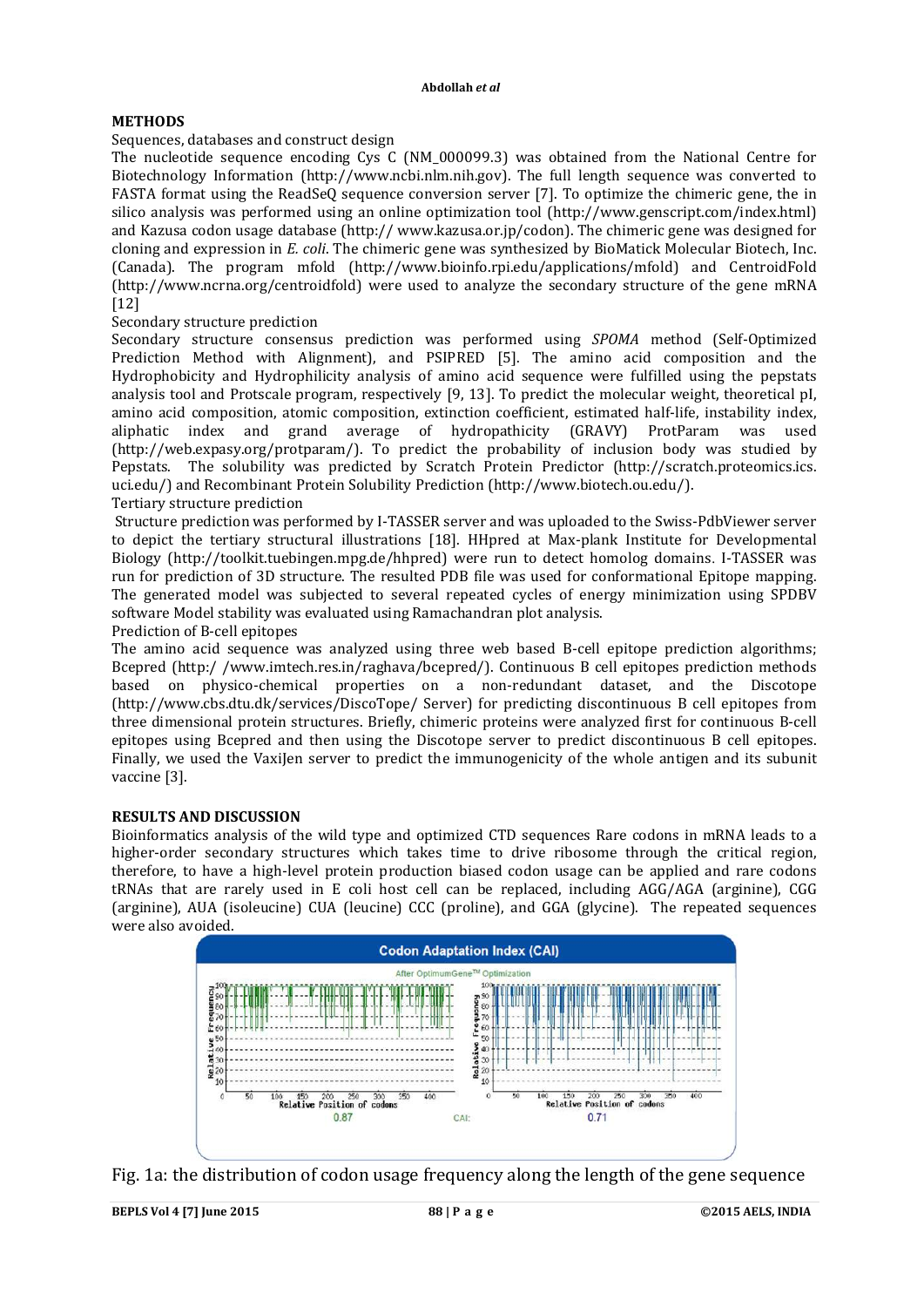## METHODS

Sequences, databases and construct design

The nucleotide sequence encoding Cys C (NM_000099.3) was obtained from the National Centre for Biotechnology Information (http://www.ncbi.nlm.nih.gov). The full length sequence was converted to FASTA format using the ReadSeQ sequence conversion server [7]. To optimize the chimeric gene, the in silico analysis was performed using an online optimization tool (http://www.genscript.com/index.html) and Kazusa codon usage database (http:// www.kazusa.or.jp/codon). The chimeric gene was designed for cloning and expression in *E. coli*. The chimeric gene was synthesized by BioMatick Molecular Biotech, Inc. (Canada). The program mfold (http://www.bioinfo.rpi.edu/applications/mfold) and CentroidFold (http://www.ncrna.org/centroidfold) were used to analyze the secondary structure of the gene mRNA [12]

Secondary structure prediction

Secondary structure consensus prediction was performed using *SPOMA* method (Self-Optimized Prediction Method with Alignment), and PSIPRED [5]. The amino acid composition and the Hydrophobicity and Hydrophilicity analysis of amino acid sequence were fulfilled using the pepstats analysis tool and Protscale program, respectively [9, 13]. To predict the molecular weight, theoretical pI, amino acid composition, atomic composition, extinction coefficient, estimated half-life, instability index, aliphatic index and grand average of hydropathicity (GRAVY) ProtParam was used (http://web.expasy.org/protparam/). To predict the probability of inclusion body was studied by Pepstats. The solubility was predicted by Scratch Protein Predictor (http://scratch.proteomics.ics.uci.edu/) and Recombinant Protein Solubility Prediction (http://www.biotech.ou.edu/).

Tertiary structure prediction

Structure prediction was performed by I-TASSER server and was uploaded to the Swiss-PdbViewer server to depict the tertiary structural illustrations [18]. HHpred at Max-plank Institute for Developmental Biology (http://toolkit.tuebingen.mpg.de/hhpred) were run to detect homolog domains. I-TASSER was run for prediction of 3D structure. The resulted PDB file was used for conformational Epitope mapping. The generated model was subjected to several repeated cycles of energy minimization using SPDBV software Model stability was evaluated using Ramachandran plot analysis.

Prediction of B-cell epitopes

The amino acid sequence was analyzed using three web based B-cell epitope prediction algorithms; Bcepred (http:/ /www.imtech.res.in/raghava/bcepred/). Continuous B cell epitopes prediction methods based on physico-chemical properties on a non-redundant dataset, and the Discotope (http://www.cbs.dtu.dk/services/DiscoTope/ Server) for predicting discontinuous B cell epitopes from three dimensional protein structures. Briefly, chimeric proteins were analyzed first for continuous B-cell epitopes using Bcepred and then using the Discotope server to predict discontinuous B cell epitopes. Finally, we used the VaxiJen server to predict the immunogenicity of the whole antigen and its subunit vaccine [3].

## RESULTS AND DISCUSSION

Bioinformatics analysis of the wild type and optimized CTD sequences Rare codons in mRNA leads to a higher-order secondary structures which takes time to drive ribosome through the critical region, therefore, to have a high-level protein production biased codon usage can be applied and rare codons tRNAs that are rarely used in E coli host cell can be replaced, including AGG/AGA (arginine), CGG (arginine), AUA (isoleucine) CUA (leucine) CCC (proline), and GGA (glycine). The repeated sequences were also avoided.

Codon Adaptation Index (CAI)

After OptimumGene™ Optimization

Relative Frequency

Relative Position of codons

0.87

CAI:

0.71

Fig. 1a: the distribution of codon usage frequency along the length of the gene sequence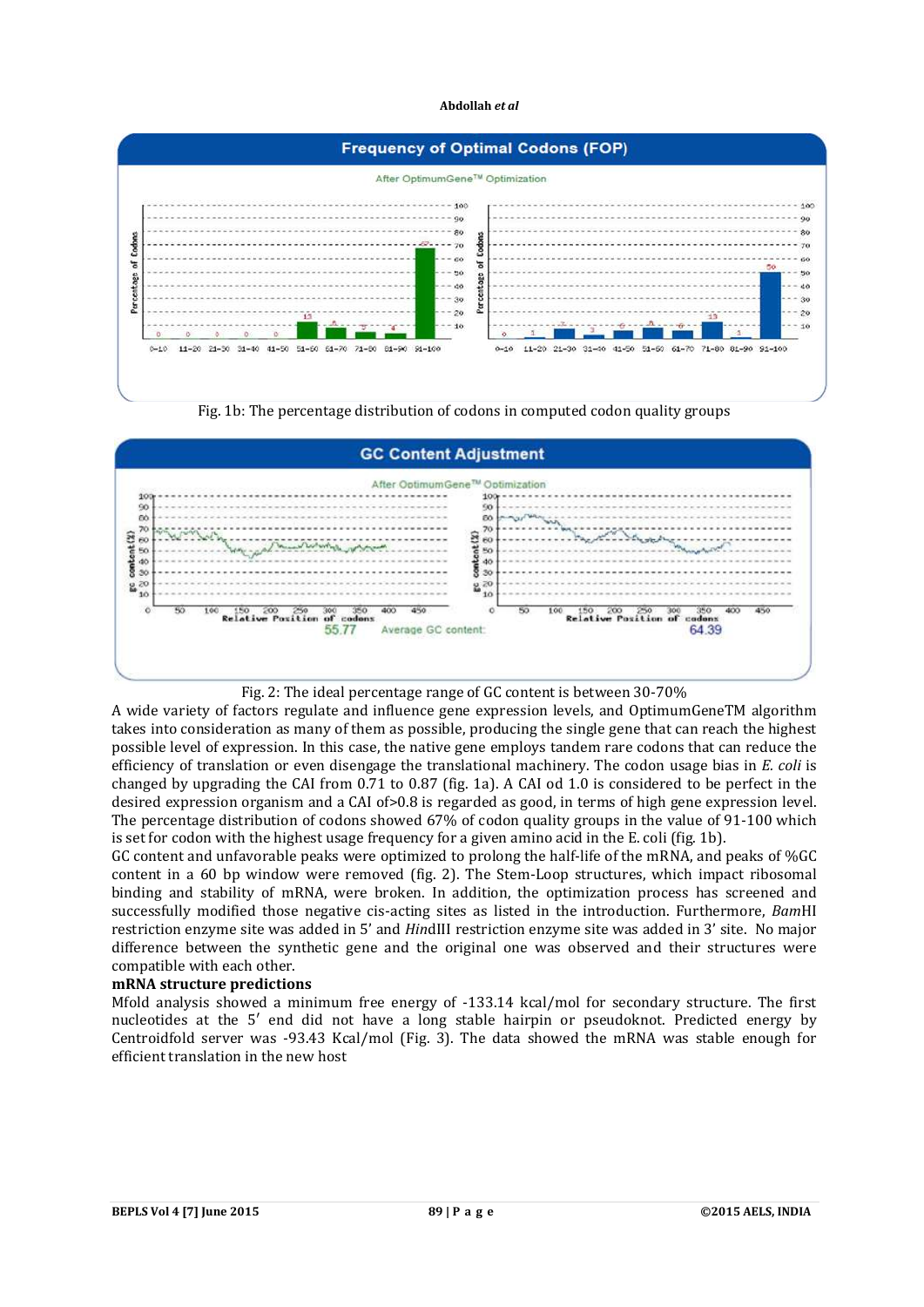Frequency of Optimal Codons (FOP)

After OptimumGene™ Optimization

Percentage of Codons

0 0 0 0 0 15 8 5 4 67

0-10 11-20 21-30 31-40 41-50 51-60 61-70 71-80 81-90 91-100

0 1 7 3 6 8 6 13 1 50

0-10 11-20 21-30 31-40 41-50 51-60 61-70 71-80 81-90 91-100

Fig. 1b: The percentage distribution of codons in computed codon quality groups

GC Content Adjustment

After OptimumGene™ Optimization

gc content(%)

Relative Position of codons

55.77 Average GC content: 64.39

Fig. 2: The ideal percentage range of GC content is between 30-70%

A wide variety of factors regulate and influence gene expression levels, and OptimumGeneTM algorithm takes into consideration as many of them as possible, producing the single gene that can reach the highest possible level of expression. In this case, the native gene employs tandem rare codons that can reduce the efficiency of translation or even disengage the translational machinery. The codon usage bias in *E. coli* is changed by upgrading the CAI from 0.71 to 0.87 (fig. 1a). A CAI od 1.0 is considered to be perfect in the desired expression organism and a CAI of>0.8 is regarded as good, in terms of high gene expression level. The percentage distribution of codons showed 67% of codon quality groups in the value of 91-100 which is set for codon with the highest usage frequency for a given amino acid in the E. coli (fig. 1b).

GC content and unfavorable peaks were optimized to prolong the half-life of the mRNA, and peaks of %GC content in a 60 bp window were removed (fig. 2). The Stem-Loop structures, which impact ribosomal binding and stability of mRNA, were broken. In addition, the optimization process has screened and successfully modified those negative cis-acting sites as listed in the introduction. Furthermore, *Bam*HI restriction enzyme site was added in 5′ and *Hin*dIII restriction enzyme site was added in 3′ site. No major difference between the synthetic gene and the original one was observed and their structures were compatible with each other.

**mRNA structure predictions**

Mfold analysis showed a minimum free energy of -133.14 kcal/mol for secondary structure. The first nucleotides at the 5′ end did not have a long stable hairpin or pseudoknot. Predicted energy by Centroidfold server was -93.43 Kcal/mol (Fig. 3). The data showed the mRNA was stable enough for efficient translation in the new host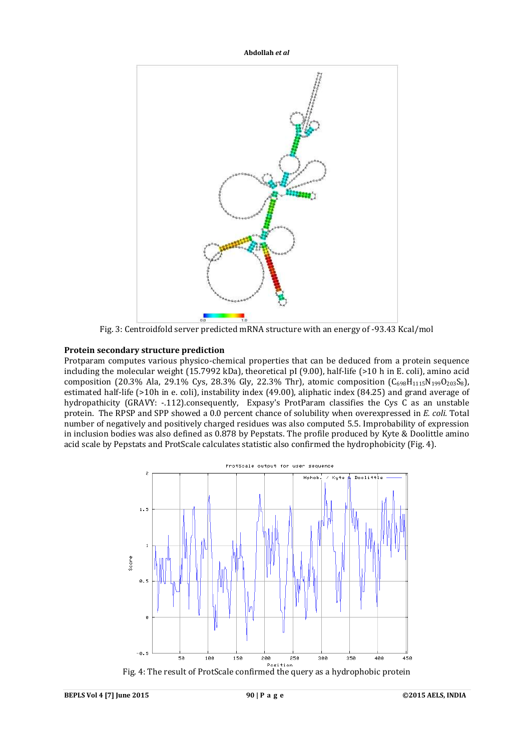0.0 1.0

Fig. 3: Centroidfold server predicted mRNA structure with an energy of -93.43 Kcal/mol

## Protein secondary structure prediction

Protparam computes various physico-chemical properties that can be deduced from a protein sequence including the molecular weight (15.7992 kDa), theoretical pI (9.00), half-life (>10 h in E. coli), amino acid composition (20.3% Ala, 29.1% Cys, 28.3% Gly, 22.3% Thr), atomic composition ($C_{698}H_{1115}N_{199}O_{203}S_{8}$), estimated half-life (>10h in e. coli), instability index (49.00), aliphatic index (84.25) and grand average of hydropathicity (GRAVY: -.112).consequently, Expasy's ProtParam classifies the Cys C as an unstable protein. The RPSP and SPP showed a 0.0 percent chance of solubility when overexpressed in *E. coli*. Total number of negatively and positively charged residues was also computed 5.5. Improbability of expression in inclusion bodies was also defined as 0.878 by Pepstats. The profile produced by Kyte & Doolittle amino acid scale by Pepstats and ProtScale calculates statistic also confirmed the hydrophobicity (Fig. 4).

ProtScale output for user sequence

Hphob. / Kyte & Doolittle

Score

2
1.5
1
0.5
0
-0.5

50 100 150 200 250 300 350 400 450

Position

Fig. 4: The result of ProtScale confirmed the query as a hydrophobic protein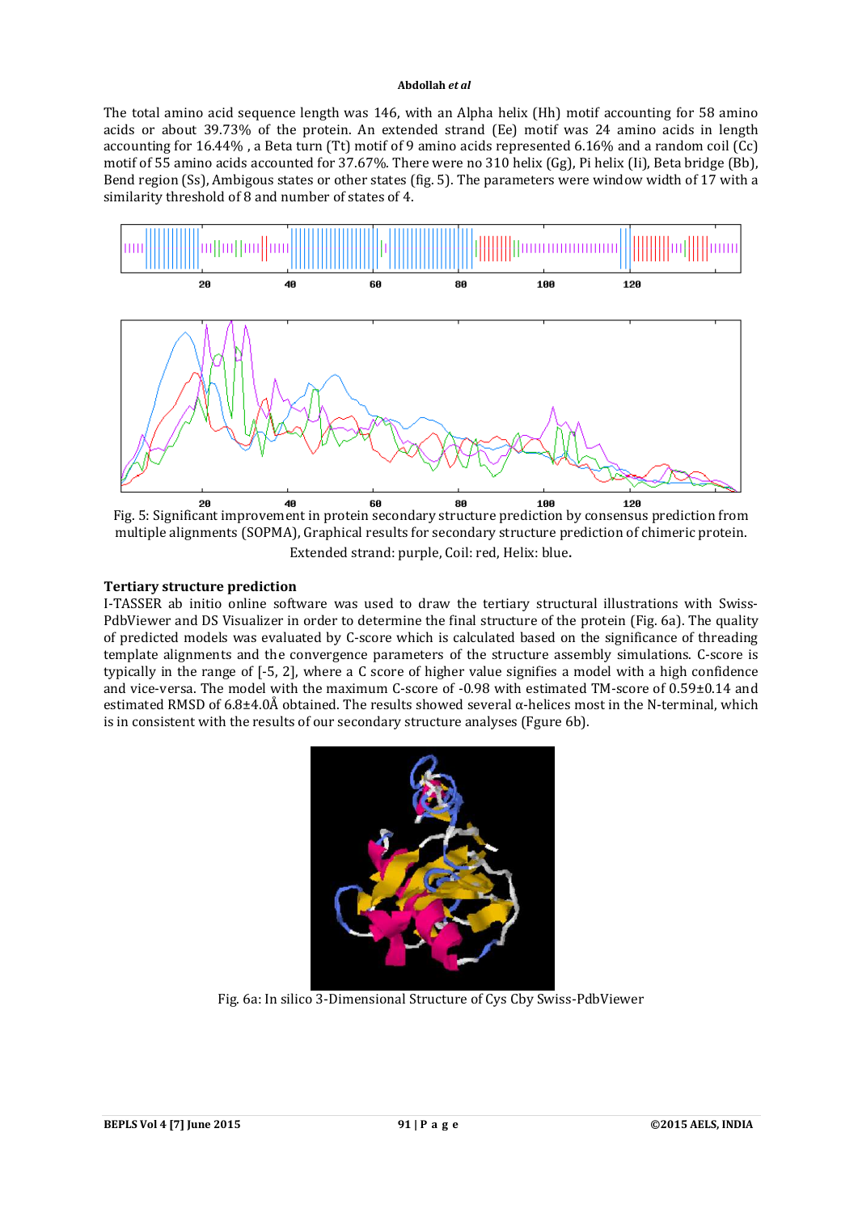The total amino acid sequence length was 146, with an Alpha helix (Hh) motif accounting for 58 amino acids or about 39.73% of the protein. An extended strand (Ee) motif was 24 amino acids in length accounting for 16.44% , a Beta turn (Tt) motif of 9 amino acids represented 6.16% and a random coil (Cc) motif of 55 amino acids accounted for 37.67%. There were no 310 helix (Gg), Pi helix (Ii), Beta bridge (Bb), Bend region (Ss), Ambigous states or other states (fig. 5). The parameters were window width of 17 with a similarity threshold of 8 and number of states of 4.

20
40
60
80
100
120

20
40
60
80
100
120

Fig. 5: Significant improvement in protein secondary structure prediction by consensus prediction from multiple alignments (SOPMA), Graphical results for secondary structure prediction of chimeric protein. Extended strand: purple, Coil: red, Helix: blue.

### Tertiary structure prediction

I-TASSER ab initio online software was used to draw the tertiary structural illustrations with Swiss-PdbViewer and DS Visualizer in order to determine the final structure of the protein (Fig. 6a). The quality of predicted models was evaluated by C-score which is calculated based on the significance of threading template alignments and the convergence parameters of the structure assembly simulations. C-score is typically in the range of [-5, 2], where a C score of higher value signifies a model with a high confidence and vice-versa. The model with the maximum C-score of -0.98 with estimated TM-score of 0.59±0.14 and estimated RMSD of 6.8±4.0Å obtained. The results showed several α-helices most in the N-terminal, which is in consistent with the results of our secondary structure analyses (Fgure 6b).

Fig. 6a: In silico 3-Dimensional Structure of Cys Cby Swiss-PdbViewer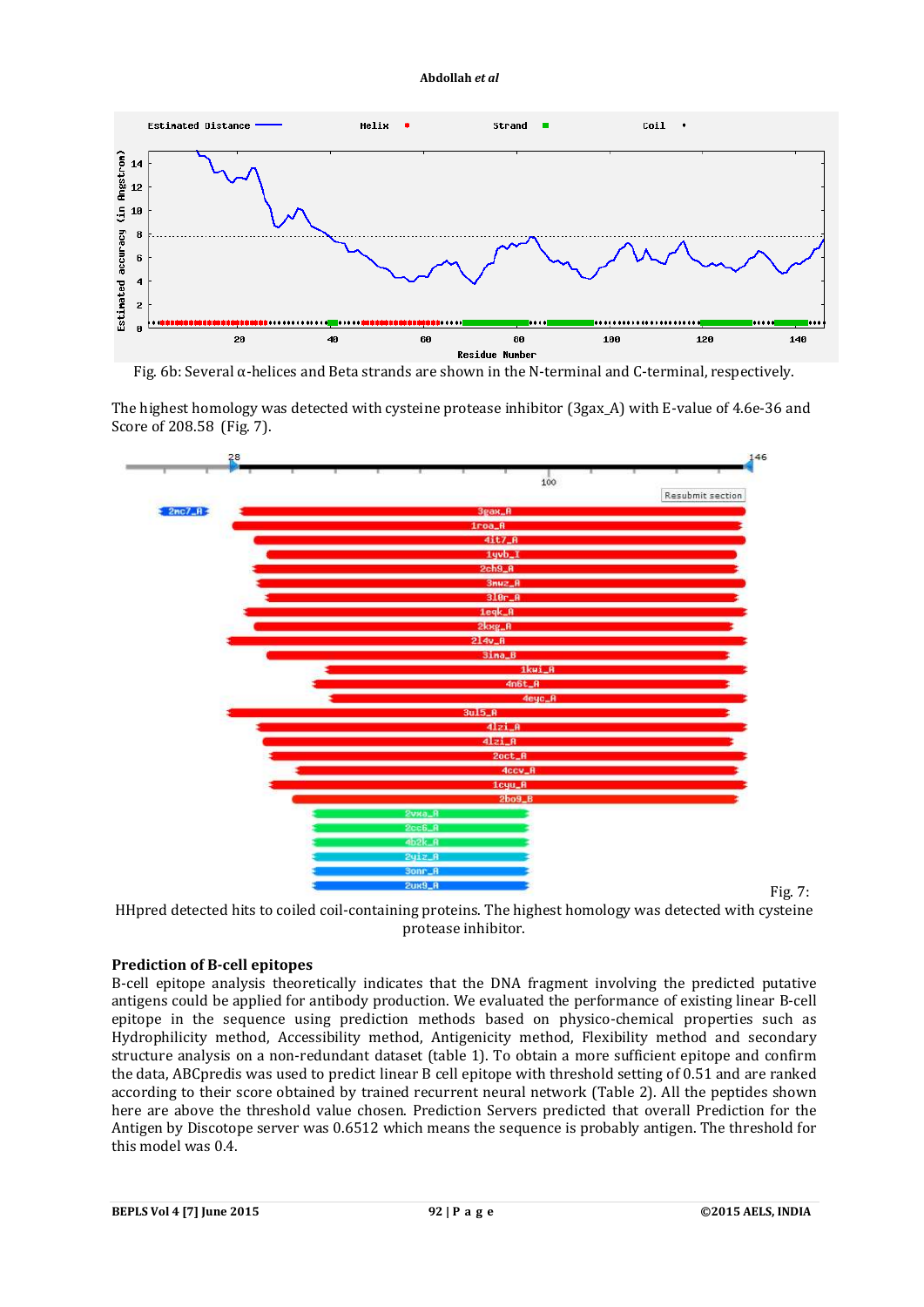Estimated Distance

Helix

Strand

Coil

Estimated accuracy (in Angstron)

14

12

10

8

6

4

2

0

20

40

60

80

100

120

140

Residue Number

Fig. 6b: Several α-helices and Beta strands are shown in the N-terminal and C-terminal, respectively.

The highest homology was detected with cysteine protease inhibitor (3gax_A) with E-value of 4.6e-36 and Score of 208.58 (Fig. 7).

28

146

100

Resubmit section

2mc7_A

3gax_A

1roa_A

4it7_A

1yvb_I

2ch9_A

3nwz_A

3l0r_A

1eqk_A

2kxg_A

2l4v_A

3ima_B

1kwi_A

4n6t_A

4eyc_A

3ul5_A

4lzi_A

4lzi_A

2oct_A

4ccv_A

1cyu_A

2bo9_B

2vxa_A

2cc6_A

4b2k_A

2yiz_A

3onr_A

2ux9_A

Fig. 7: HHpred detected hits to coiled coil-containing proteins. The highest homology was detected with cysteine protease inhibitor.

### Prediction of B-cell epitopes

B-cell epitope analysis theoretically indicates that the DNA fragment involving the predicted putative antigens could be applied for antibody production. We evaluated the performance of existing linear B-cell epitope in the sequence using prediction methods based on physico-chemical properties such as Hydrophilicity method, Accessibility method, Antigenicity method, Flexibility method and secondary structure analysis on a non-redundant dataset (table 1). To obtain a more sufficient epitope and confirm the data, ABCpredis was used to predict linear B cell epitope with threshold setting of 0.51 and are ranked according to their score obtained by trained recurrent neural network (Table 2). All the peptides shown here are above the threshold value chosen. Prediction Servers predicted that overall Prediction for the Antigen by Discotope server was 0.6512 which means the sequence is probably antigen. The threshold for this model was 0.4.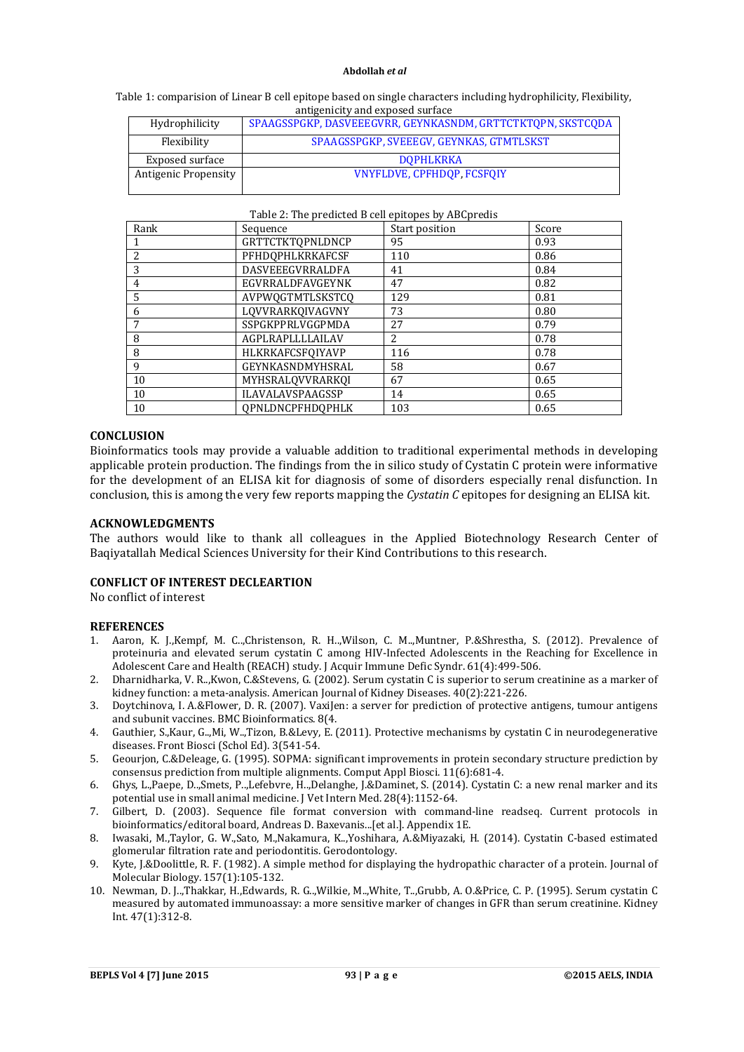Table 1: comparision of Linear B cell epitope based on single characters including hydrophilicity, Flexibility, antigenicity and exposed surface

| | |
|---|---|
| Hydrophilicity | SPAAGSSPGKP, DASVEEEGVRR, GEYNKASNDM, GRTTCTKTQPN, SKSTCQDA |
| Flexibility | SPAAGSSPGKP, SVEEEGV, GEYNKAS, GTMTLSKST |
| Exposed surface | DQPHLKRKA |
| Antigenic Propensity | VNYFLDVE, CPFHDQP, FCSFQIY |

Table 2: The predicted B cell epitopes by ABCpredis

| Rank | Sequence | Start position | Score |
|---|---|---|---|
| 1 | GRTTCTKTQPNLDNCP | 95 | 0.93 |
| 2 | PFHDQPHLKRKAFCSF | 110 | 0.86 |
| 3 | DASVEEEGVRRALDFA | 41 | 0.84 |
| 4 | EGVRRALDFAVGEYNK | 47 | 0.82 |
| 5 | AVPWQGTMTLSKSTCQ | 129 | 0.81 |
| 6 | LQVVRARKQIVAGVNY | 73 | 0.80 |
| 7 | SSPGKPPRLVGGPMDA | 27 | 0.79 |
| 8 | AGPLRAPLLLLAILAV | 2 | 0.78 |
| 8 | HLKRKAFCSFQIYAVP | 116 | 0.78 |
| 9 | GEYNKASNDMYHSRAL | 58 | 0.67 |
| 10 | MYHSRALQVVRARKQI | 67 | 0.65 |
| 10 | ILAVALAVSPAAGSSP | 14 | 0.65 |
| 10 | QPNLDNCPFHDQPHLK | 103 | 0.65 |

## CONCLUSION

Bioinformatics tools may provide a valuable addition to traditional experimental methods in developing applicable protein production. The findings from the in silico study of Cystatin C protein were informative for the development of an ELISA kit for diagnosis of some of disorders especially renal disfunction. In conclusion, this is among the very few reports mapping the *Cystatin C* epitopes for designing an ELISA kit.

## ACKNOWLEDGMENTS

The authors would like to thank all colleagues in the Applied Biotechnology Research Center of Baqiyatallah Medical Sciences University for their Kind Contributions to this research.

## CONFLICT OF INTEREST DECLEARTION

No conflict of interest

## REFERENCES

1. Aaron, K. J.,Kempf, M. C..,Christenson, R. H..,Wilson, C. M..,Muntner, P.&Shrestha, S. (2012). Prevalence of proteinuria and elevated serum cystatin C among HIV-Infected Adolescents in the Reaching for Excellence in Adolescent Care and Health (REACH) study. J Acquir Immune Defic Syndr. 61(4):499-506.
2. Dharnidharka, V. R..,Kwon, C.&Stevens, G. (2002). Serum cystatin C is superior to serum creatinine as a marker of kidney function: a meta-analysis. American Journal of Kidney Diseases. 40(2):221-226.
3. Doytchinova, I. A.&Flower, D. R. (2007). VaxiJen: a server for prediction of protective antigens, tumour antigens and subunit vaccines. BMC Bioinformatics. 8(4.
4. Gauthier, S.,Kaur, G..,Mi, W..,Tizon, B.&Levy, E. (2011). Protective mechanisms by cystatin C in neurodegenerative diseases. Front Biosci (Schol Ed). 3(541-54.
5. Geourjon, C.&Deleage, G. (1995). SOPMA: significant improvements in protein secondary structure prediction by consensus prediction from multiple alignments. Comput Appl Biosci. 11(6):681-4.
6. Ghys, L.,Paepe, D..,Smets, P..,Lefebvre, H..,Delanghe, J.&Daminet, S. (2014). Cystatin C: a new renal marker and its potential use in small animal medicine. J Vet Intern Med. 28(4):1152-64.
7. Gilbert, D. (2003). Sequence file format conversion with command-line readseq. Current protocols in bioinformatics/editoral board, Andreas D. Baxevanis...[et al.]. Appendix 1E.
8. Iwasaki, M.,Taylor, G. W.,Sato, M.,Nakamura, K.,Yoshihara, A.&Miyazaki, H. (2014). Cystatin C-based estimated glomerular filtration rate and periodontitis. Gerodontology.
9. Kyte, J.&Doolittle, R. F. (1982). A simple method for displaying the hydropathic character of a protein. Journal of Molecular Biology. 157(1):105-132.
10. Newman, D. J..,Thakkar, H.,Edwards, R. G..,Wilkie, M..,White, T..,Grubb, A. O.&Price, C. P. (1995). Serum cystatin C measured by automated immunoassay: a more sensitive marker of changes in GFR than serum creatinine. Kidney Int. 47(1):312-8.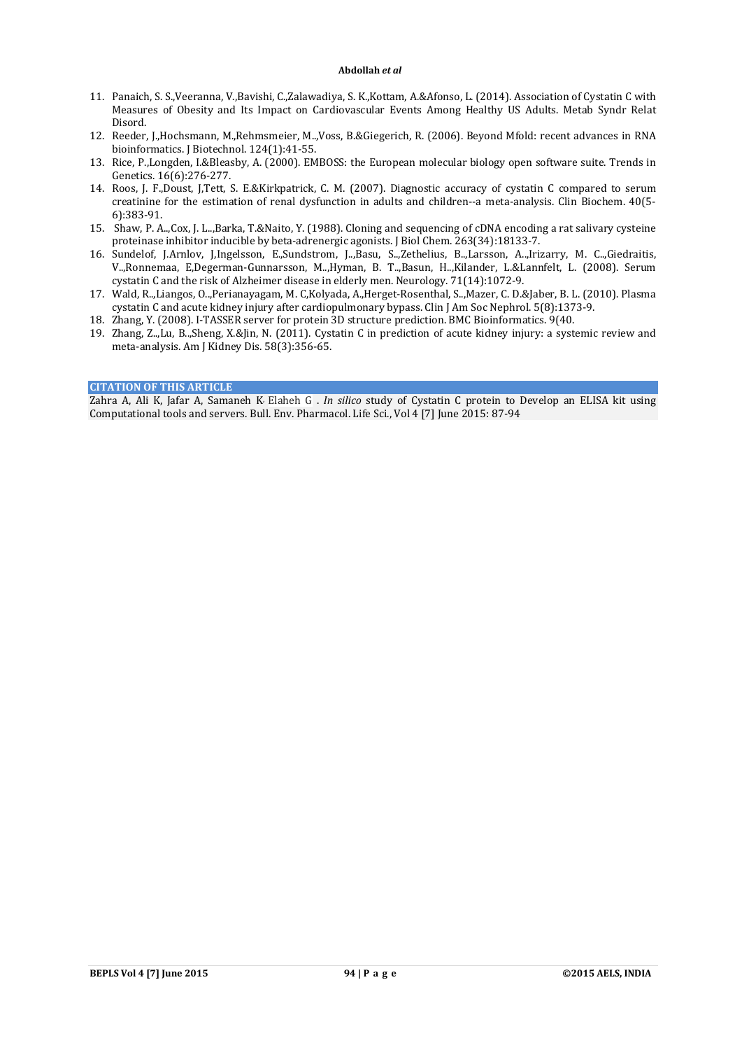11. Panaich, S. S.,Veeranna, V.,Bavishi, C.,Zalawadiya, S. K.,Kottam, A.&Afonso, L. (2014). Association of Cystatin C with Measures of Obesity and Its Impact on Cardiovascular Events Among Healthy US Adults. Metab Syndr Relat Disord.
12. Reeder, J.,Hochsmann, M.,Rehmsmeier, M..,Voss, B.&Giegerich, R. (2006). Beyond Mfold: recent advances in RNA bioinformatics. J Biotechnol. 124(1):41-55.
13. Rice, P.,Longden, I.&Bleasby, A. (2000). EMBOSS: the European molecular biology open software suite. Trends in Genetics. 16(6):276-277.
14. Roos, J. F.,Doust, J,Tett, S. E.&Kirkpatrick, C. M. (2007). Diagnostic accuracy of cystatin C compared to serum creatinine for the estimation of renal dysfunction in adults and children--a meta-analysis. Clin Biochem. 40(5-6):383-91.
15. Shaw, P. A..,Cox, J. L..,Barka, T.&Naito, Y. (1988). Cloning and sequencing of cDNA encoding a rat salivary cysteine proteinase inhibitor inducible by beta-adrenergic agonists. J Biol Chem. 263(34):18133-7.
16. Sundelof, J.Arnlov, J,Ingelsson, E.,Sundstrom, J..,Basu, S..,Zethelius, B..,Larsson, A..,Irizarry, M. C..,Giedraitis, V..,Ronnemaa, E,Degerman-Gunnarsson, M..,Hyman, B. T..,Basun, H..,Kilander, L.&Lannfelt, L. (2008). Serum cystatin C and the risk of Alzheimer disease in elderly men. Neurology. 71(14):1072-9.
17. Wald, R..,Liangos, O..,Perianayagam, M. C,Kolyada, A.,Herget-Rosenthal, S..,Mazer, C. D.&Jaber, B. L. (2010). Plasma cystatin C and acute kidney injury after cardiopulmonary bypass. Clin J Am Soc Nephrol. 5(8):1373-9.
18. Zhang, Y. (2008). I-TASSER server for protein 3D structure prediction. BMC Bioinformatics. 9(40.
19. Zhang, Z..,Lu, B..,Sheng, X.&Jin, N. (2011). Cystatin C in prediction of acute kidney injury: a systemic review and meta-analysis. Am J Kidney Dis. 58(3):356-65.

**CITATION OF THIS ARTICLE**

Zahra A, Ali K, Jafar A, Samaneh K, Elaheh G . *In silico* study of Cystatin C protein to Develop an ELISA kit using Computational tools and servers. Bull. Env. Pharmacol. Life Sci., Vol 4 [7] June 2015: 87-94